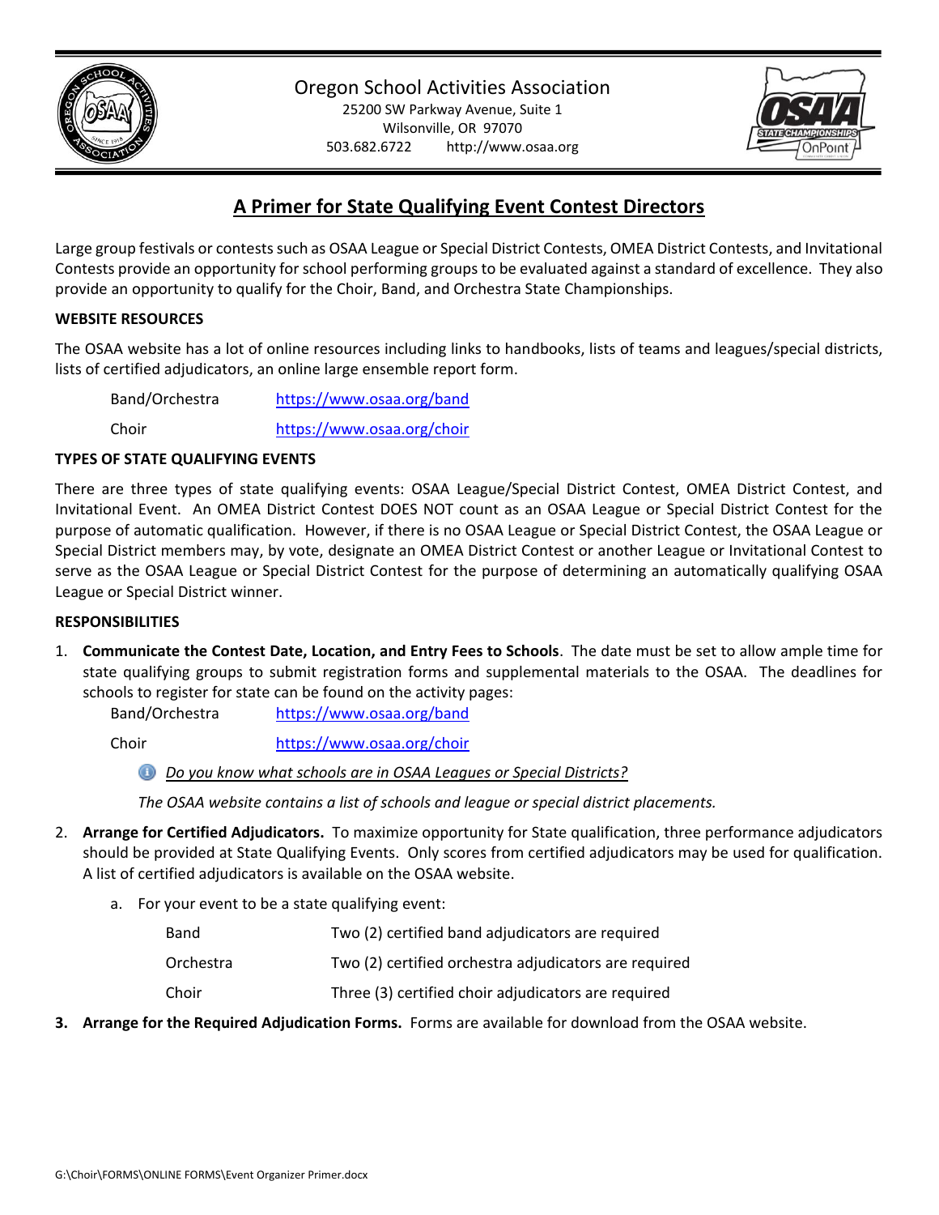Oregon School Activities Association
25200 SW Parkway Avenue, Suite 1
Wilsonville, OR 97070
503.682.6722 http://www.osaa.org

# A Primer for State Qualifying Event Contest Directors

Large group festivals or contests such as OSAA League or Special District Contests, OMEA District Contests, and Invitational Contests provide an opportunity for school performing groups to be evaluated against a standard of excellence. They also provide an opportunity to qualify for the Choir, Band, and Orchestra State Championships.

**WEBSITE RESOURCES**

The OSAA website has a lot of online resources including links to handbooks, lists of teams and leagues/special districts, lists of certified adjudicators, an online large ensemble report form.

| | |
|---|---|
| Band/Orchestra | https://www.osaa.org/band |
| Choir | https://www.osaa.org/choir |

**TYPES OF STATE QUALIFYING EVENTS**

There are three types of state qualifying events: OSAA League/Special District Contest, OMEA District Contest, and Invitational Event. An OMEA District Contest DOES NOT count as an OSAA League or Special District Contest for the purpose of automatic qualification. However, if there is no OSAA League or Special District Contest, the OSAA League or Special District members may, by vote, designate an OMEA District Contest or another League or Invitational Contest to serve as the OSAA League or Special District Contest for the purpose of determining an automatically qualifying OSAA League or Special District winner.

**RESPONSIBILITIES**

1. **Communicate the Contest Date, Location, and Entry Fees to Schools**. The date must be set to allow ample time for state qualifying groups to submit registration forms and supplemental materials to the OSAA. The deadlines for schools to register for state can be found on the activity pages:

   | | |
   |---|---|
   | Band/Orchestra | https://www.osaa.org/band |
   | Choir | https://www.osaa.org/choir |

   *Do you know what schools are in OSAA Leagues or Special Districts?*

   *The OSAA website contains a list of schools and league or special district placements.*

2. **Arrange for Certified Adjudicators.** To maximize opportunity for State qualification, three performance adjudicators should be provided at State Qualifying Events. Only scores from certified adjudicators may be used for qualification. A list of certified adjudicators is available on the OSAA website.

   a. For your event to be a state qualifying event:

   | | |
   |---|---|
   | Band | Two (2) certified band adjudicators are required |
   | Orchestra | Two (2) certified orchestra adjudicators are required |
   | Choir | Three (3) certified choir adjudicators are required |

3. **Arrange for the Required Adjudication Forms.** Forms are available for download from the OSAA website.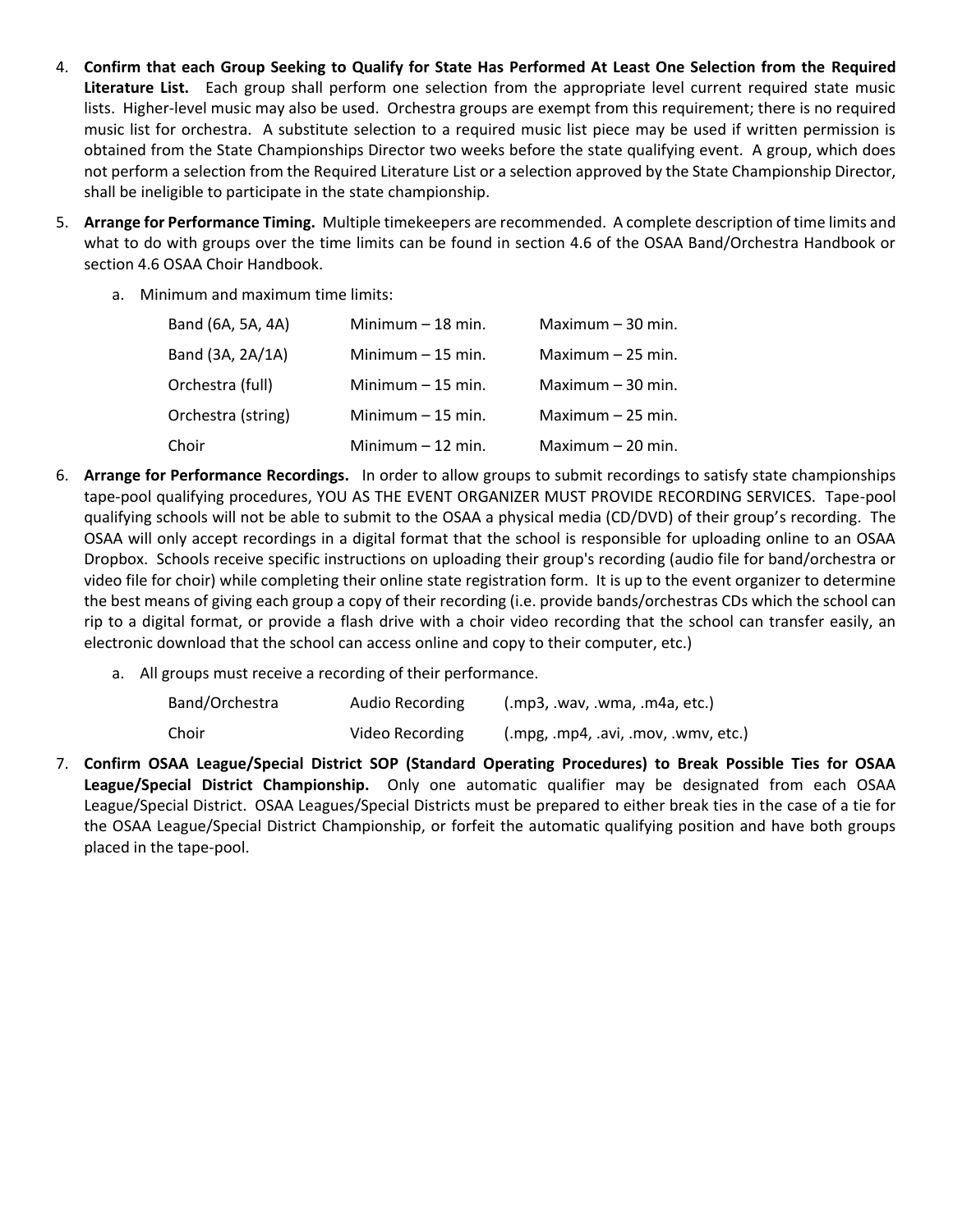4. **Confirm that each Group Seeking to Qualify for State Has Performed At Least One Selection from the Required Literature List.** Each group shall perform one selection from the appropriate level current required state music lists. Higher-level music may also be used. Orchestra groups are exempt from this requirement; there is no required music list for orchestra. A substitute selection to a required music list piece may be used if written permission is obtained from the State Championships Director two weeks before the state qualifying event. A group, which does not perform a selection from the Required Literature List or a selection approved by the State Championship Director, shall be ineligible to participate in the state championship.

5. **Arrange for Performance Timing.** Multiple timekeepers are recommended. A complete description of time limits and what to do with groups over the time limits can be found in section 4.6 of the OSAA Band/Orchestra Handbook or section 4.6 OSAA Choir Handbook.

   a. Minimum and maximum time limits:

   | | | |
   |---|---|---|
   | Band (6A, 5A, 4A) | Minimum – 18 min. | Maximum – 30 min. |
   | Band (3A, 2A/1A) | Minimum – 15 min. | Maximum – 25 min. |
   | Orchestra (full) | Minimum – 15 min. | Maximum – 30 min. |
   | Orchestra (string) | Minimum – 15 min. | Maximum – 25 min. |
   | Choir | Minimum – 12 min. | Maximum – 20 min. |

6. **Arrange for Performance Recordings.** In order to allow groups to submit recordings to satisfy state championships tape-pool qualifying procedures, YOU AS THE EVENT ORGANIZER MUST PROVIDE RECORDING SERVICES. Tape-pool qualifying schools will not be able to submit to the OSAA a physical media (CD/DVD) of their group's recording. The OSAA will only accept recordings in a digital format that the school is responsible for uploading online to an OSAA Dropbox. Schools receive specific instructions on uploading their group's recording (audio file for band/orchestra or video file for choir) while completing their online state registration form. It is up to the event organizer to determine the best means of giving each group a copy of their recording (i.e. provide bands/orchestras CDs which the school can rip to a digital format, or provide a flash drive with a choir video recording that the school can transfer easily, an electronic download that the school can access online and copy to their computer, etc.)

   a. All groups must receive a recording of their performance.

   | | | |
   |---|---|---|
   | Band/Orchestra | Audio Recording | (.mp3, .wav, .wma, .m4a, etc.) |
   | Choir | Video Recording | (.mpg, .mp4, .avi, .mov, .wmv, etc.) |

7. **Confirm OSAA League/Special District SOP (Standard Operating Procedures) to Break Possible Ties for OSAA League/Special District Championship.** Only one automatic qualifier may be designated from each OSAA League/Special District. OSAA Leagues/Special Districts must be prepared to either break ties in the case of a tie for the OSAA League/Special District Championship, or forfeit the automatic qualifying position and have both groups placed in the tape-pool.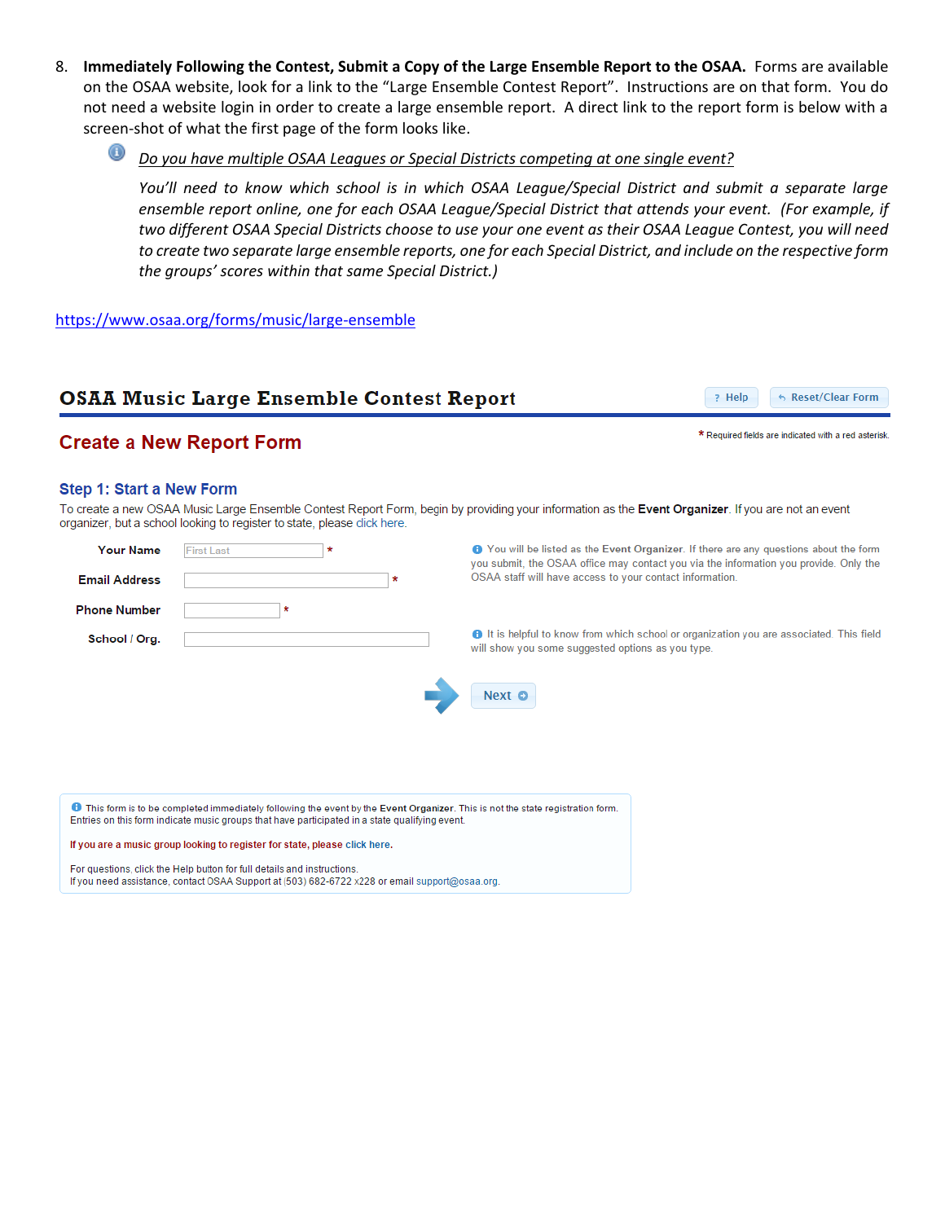8. **Immediately Following the Contest, Submit a Copy of the Large Ensemble Report to the OSAA.** Forms are available on the OSAA website, look for a link to the "Large Ensemble Contest Report". Instructions are on that form. You do not need a website login in order to create a large ensemble report. A direct link to the report form is below with a screen-shot of what the first page of the form looks like.

   *Do you have multiple OSAA Leagues or Special Districts competing at one single event?*

   *You'll need to know which school is in which OSAA League/Special District and submit a separate large ensemble report online, one for each OSAA League/Special District that attends your event. (For example, if two different OSAA Special Districts choose to use your one event as their OSAA League Contest, you will need to create two separate large ensemble reports, one for each Special District, and include on the respective form the groups' scores within that same Special District.)*

https://www.osaa.org/forms/music/large-ensemble

## OSAA Music Large Ensemble Contest Report

? Help | Reset/Clear Form

### Create a New Report Form

* Required fields are indicated with a red asterisk.

#### Step 1: Start a New Form

To create a new OSAA Music Large Ensemble Contest Report Form, begin by providing your information as the **Event Organizer**. If you are not an event organizer, but a school looking to register to state, please click here.

Your Name: First Last *

Email Address: *

Phone Number: *

School / Org.:

You will be listed as the **Event Organizer**. If there are any questions about the form you submit, the OSAA office may contact you via the information you provide. Only the OSAA staff will have access to your contact information.

It is helpful to know from which school or organization you are associated. This field will show you some suggested options as you type.

Next

This form is to be completed immediately following the event by the **Event Organizer**. This is not the state registration form. Entries on this form indicate music groups that have participated in a state qualifying event.

**If you are a music group looking to register for state, please click here.**

For questions, click the Help button for full details and instructions.
If you need assistance, contact OSAA Support at (503) 682-6722 x228 or email support@osaa.org.